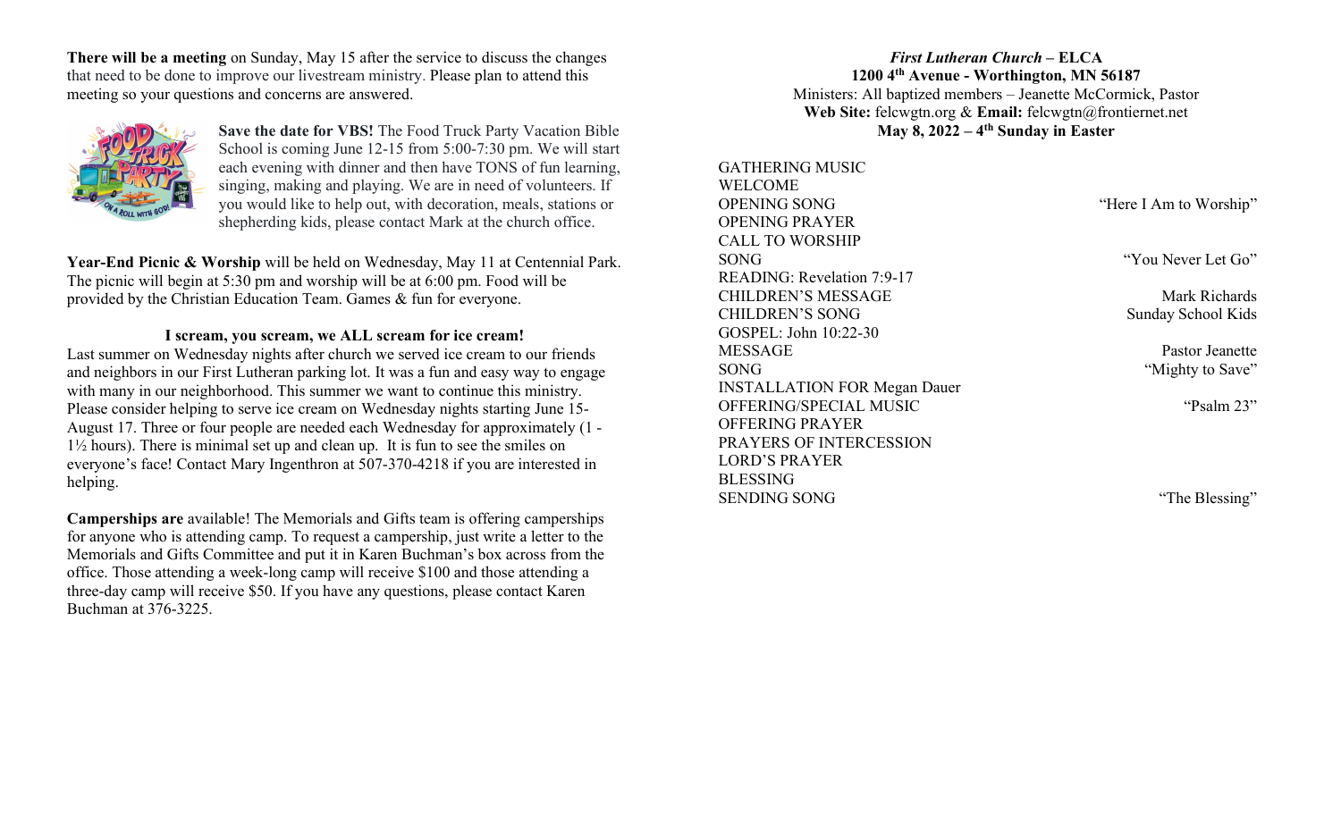**There will be a meeting** on Sunday, May 15 after the service to discuss the changes that need to be done to improve our livestream ministry. Please plan to attend this meeting so your questions and concerns are answered.

**Save the date for VBS!** The Food Truck Party Vacation Bible School is coming June 12-15 from 5:00-7:30 pm. We will start each evening with dinner and then have TONS of fun learning, singing, making and playing. We are in need of volunteers. If you would like to help out, with decoration, meals, stations or shepherding kids, please contact Mark at the church office.

**Year-End Picnic & Worship** will be held on Wednesday, May 11 at Centennial Park. The picnic will begin at 5:30 pm and worship will be at 6:00 pm. Food will be provided by the Christian Education Team. Games & fun for everyone.

**I scream, you scream, we ALL scream for ice cream!**

Last summer on Wednesday nights after church we served ice cream to our friends and neighbors in our First Lutheran parking lot. It was a fun and easy way to engage with many in our neighborhood. This summer we want to continue this ministry. Please consider helping to serve ice cream on Wednesday nights starting June 15-August 17. Three or four people are needed each Wednesday for approximately (1 - 1½ hours). There is minimal set up and clean up. It is fun to see the smiles on everyone's face! Contact Mary Ingenthron at 507-370-4218 if you are interested in helping.

**Camperships are** available! The Memorials and Gifts team is offering camperships for anyone who is attending camp. To request a campership, just write a letter to the Memorials and Gifts Committee and put it in Karen Buchman's box across from the office. Those attending a week-long camp will receive $100 and those attending a three-day camp will receive $50. If you have any questions, please contact Karen Buchman at 376-3225.

***First Lutheran Church* – ELCA**
**1200 4th Avenue - Worthington, MN 56187**
Ministers: All baptized members – Jeanette McCormick, Pastor
**Web Site:** felcwgtn.org & **Email:** felcwgtn@frontiernet.net
**May 8, 2022 – 4th Sunday in Easter**

GATHERING MUSIC
WELCOME
OPENING SONG — "Here I Am to Worship"
OPENING PRAYER
CALL TO WORSHIP
SONG — "You Never Let Go"
READING: Revelation 7:9-17
CHILDREN'S MESSAGE — Mark Richards
CHILDREN'S SONG — Sunday School Kids
GOSPEL: John 10:22-30
MESSAGE — Pastor Jeanette
SONG — "Mighty to Save"
INSTALLATION FOR Megan Dauer
OFFERING/SPECIAL MUSIC — "Psalm 23"
OFFERING PRAYER
PRAYERS OF INTERCESSION
LORD'S PRAYER
BLESSING
SENDING SONG — "The Blessing"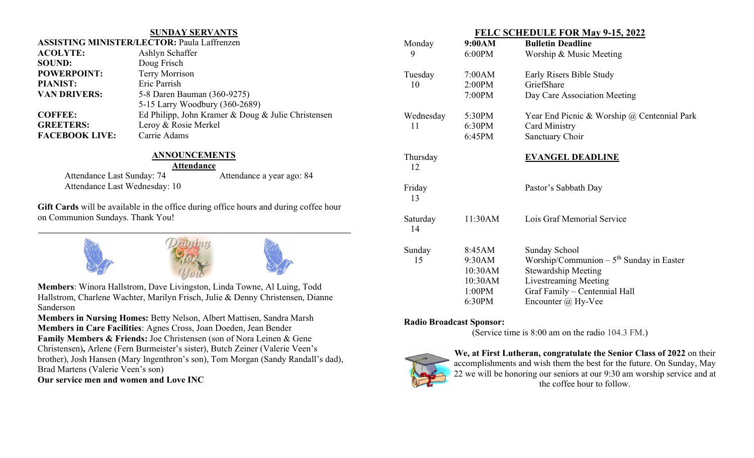## SUNDAY SERVANTS

| | |
|---|---|
| **ASSISTING MINISTER/LECTOR:** | Paula Laffrenzen |
| **ACOLYTE:** | Ashlyn Schaffer |
| **SOUND:** | Doug Frisch |
| **POWERPOINT:** | Terry Morrison |
| **PIANIST:** | Eric Parrish |
| **VAN DRIVERS:** | 5-8 Daren Bauman (360-9275)<br>5-15 Larry Woodbury (360-2689) |
| **COFFEE:** | Ed Philipp, John Kramer & Doug & Julie Christensen |
| **GREETERS:** | Leroy & Rosie Merkel |
| **FACEBOOK LIVE:** | Carrie Adams |

## ANNOUNCEMENTS

### Attendance

Attendance Last Sunday: 74 Attendance a year ago: 84
Attendance Last Wednesday: 10

**Gift Cards** will be available in the office during office hours and during coffee hour on Communion Sundays. Thank You!

Praying for You

**Members**: Winora Hallstrom, Dave Livingston, Linda Towne, Al Luing, Todd Hallstrom, Charlene Wachter, Marilyn Frisch, Julie & Denny Christensen, Dianne Sanderson

**Members in Nursing Homes:** Betty Nelson, Albert Mattisen, Sandra Marsh

**Members in Care Facilities**: Agnes Cross, Joan Doeden, Jean Bender

**Family Members & Friends:** Joe Christensen (son of Nora Leinen & Gene Christensen)**,** Arlene (Fern Burmeister's sister), Butch Zeiner (Valerie Veen's brother), Josh Hansen (Mary Ingenthron's son), Tom Morgan (Sandy Randall's dad), Brad Martens (Valerie Veen's son)

**Our service men and women and Love INC**

## FELC SCHEDULE FOR May 9-15, 2022

| | | |
|---|---|---|
| Monday 9 | **9:00AM** | **Bulletin Deadline** |
| | 6:00PM | Worship & Music Meeting |
| Tuesday 10 | 7:00AM | Early Risers Bible Study |
| | 2:00PM | GriefShare |
| | 7:00PM | Day Care Association Meeting |
| Wednesday 11 | 5:30PM | Year End Picnic & Worship @ Centennial Park |
| | 6:30PM | Card Ministry |
| | 6:45PM | Sanctuary Choir |
| Thursday 12 | | **EVANGEL DEADLINE** |
| Friday 13 | | Pastor's Sabbath Day |
| Saturday 14 | 11:30AM | Lois Graf Memorial Service |
| Sunday 15 | 8:45AM | Sunday School |
| | 9:30AM | Worship/Communion – 5th Sunday in Easter |
| | 10:30AM | Stewardship Meeting |
| | 10:30AM | Livestreaming Meeting |
| | 1:00PM | Graf Family – Centennial Hall |
| | 6:30PM | Encounter @ Hy-Vee |

**Radio Broadcast Sponsor:**

(Service time is 8:00 am on the radio 104.3 FM.)

**We, at First Lutheran, congratulate the Senior Class of 2022** on their accomplishments and wish them the best for the future. On Sunday, May 22 we will be honoring our seniors at our 9:30 am worship service and at the coffee hour to follow.